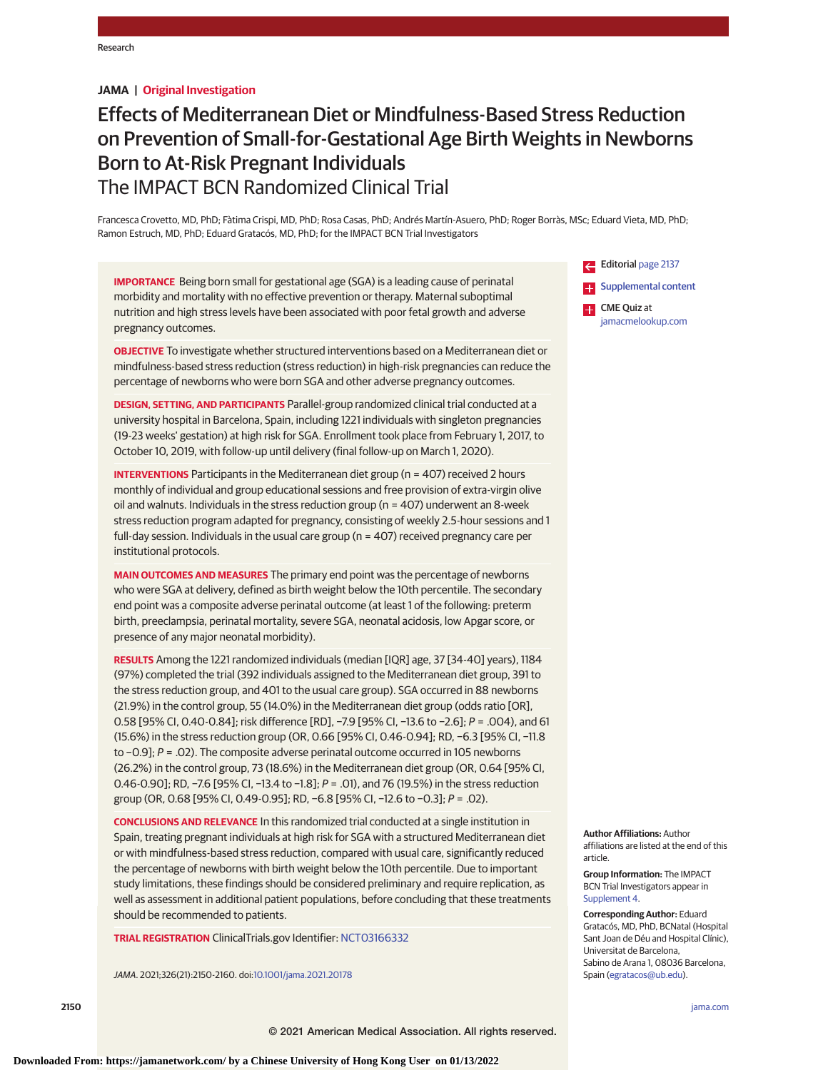JAMA | Original Investigation

# Effects of Mediterranean Diet or Mindfulness-Based Stress Reduction on Prevention of Small-for-Gestational Age Birth Weights in Newborns Born to At-Risk Pregnant Individuals

## The IMPACT BCN Randomized Clinical Trial

Francesca Crovetto, MD, PhD; Fàtima Crispi, MD, PhD; Rosa Casas, PhD; Andrés Martín-Asuero, PhD; Roger Borràs, MSc; Eduard Vieta, MD, PhD; Ramon Estruch, MD, PhD; Eduard Gratacós, MD, PhD; for the IMPACT BCN Trial Investigators

**IMPORTANCE** Being born small for gestational age (SGA) is a leading cause of perinatal morbidity and mortality with no effective prevention or therapy. Maternal suboptimal nutrition and high stress levels have been associated with poor fetal growth and adverse pregnancy outcomes.

**OBJECTIVE** To investigate whether structured interventions based on a Mediterranean diet or mindfulness-based stress reduction (stress reduction) in high-risk pregnancies can reduce the percentage of newborns who were born SGA and other adverse pregnancy outcomes.

**DESIGN, SETTING, AND PARTICIPANTS** Parallel-group randomized clinical trial conducted at a university hospital in Barcelona, Spain, including 1221 individuals with singleton pregnancies (19-23 weeks' gestation) at high risk for SGA. Enrollment took place from February 1, 2017, to October 10, 2019, with follow-up until delivery (final follow-up on March 1, 2020).

**INTERVENTIONS** Participants in the Mediterranean diet group (n = 407) received 2 hours monthly of individual and group educational sessions and free provision of extra-virgin olive oil and walnuts. Individuals in the stress reduction group (n = 407) underwent an 8-week stress reduction program adapted for pregnancy, consisting of weekly 2.5-hour sessions and 1 full-day session. Individuals in the usual care group (n = 407) received pregnancy care per institutional protocols.

**MAIN OUTCOMES AND MEASURES** The primary end point was the percentage of newborns who were SGA at delivery, defined as birth weight below the 10th percentile. The secondary end point was a composite adverse perinatal outcome (at least 1 of the following: preterm birth, preeclampsia, perinatal mortality, severe SGA, neonatal acidosis, low Apgar score, or presence of any major neonatal morbidity).

**RESULTS** Among the 1221 randomized individuals (median [IQR] age, 37 [34-40] years), 1184 (97%) completed the trial (392 individuals assigned to the Mediterranean diet group, 391 to the stress reduction group, and 401 to the usual care group). SGA occurred in 88 newborns (21.9%) in the control group, 55 (14.0%) in the Mediterranean diet group (odds ratio [OR], 0.58 [95% CI, 0.40-0.84]; risk difference [RD], −7.9 [95% CI, −13.6 to −2.6]; *P* = .004), and 61 (15.6%) in the stress reduction group (OR, 0.66 [95% CI, 0.46-0.94]; RD, −6.3 [95% CI, −11.8 to −0.9]; *P* = .02). The composite adverse perinatal outcome occurred in 105 newborns (26.2%) in the control group, 73 (18.6%) in the Mediterranean diet group (OR, 0.64 [95% CI, 0.46-0.90]; RD, −7.6 [95% CI, −13.4 to −1.8]; *P* = .01), and 76 (19.5%) in the stress reduction group (OR, 0.68 [95% CI, 0.49-0.95]; RD, −6.8 [95% CI, −12.6 to −0.3]; *P* = .02).

**CONCLUSIONS AND RELEVANCE** In this randomized trial conducted at a single institution in Spain, treating pregnant individuals at high risk for SGA with a structured Mediterranean diet or with mindfulness-based stress reduction, compared with usual care, significantly reduced the percentage of newborns with birth weight below the 10th percentile. Due to important study limitations, these findings should be considered preliminary and require replication, as well as assessment in additional patient populations, before concluding that these treatments should be recommended to patients.

**TRIAL REGISTRATION** ClinicalTrials.gov Identifier: NCT03166332

*JAMA*. 2021;326(21):2150-2160. doi:10.1001/jama.2021.20178

Editorial page 2137

Supplemental content

CME Quiz at jamacmelookup.com

**Author Affiliations:** Author affiliations are listed at the end of this article.

**Group Information:** The IMPACT BCN Trial Investigators appear in Supplement 4.

**Corresponding Author:** Eduard Gratacós, MD, PhD, BCNatal (Hospital Sant Joan de Déu and Hospital Clínic), Universitat de Barcelona, Sabino de Arana 1, 08036 Barcelona, Spain (egratacos@ub.edu).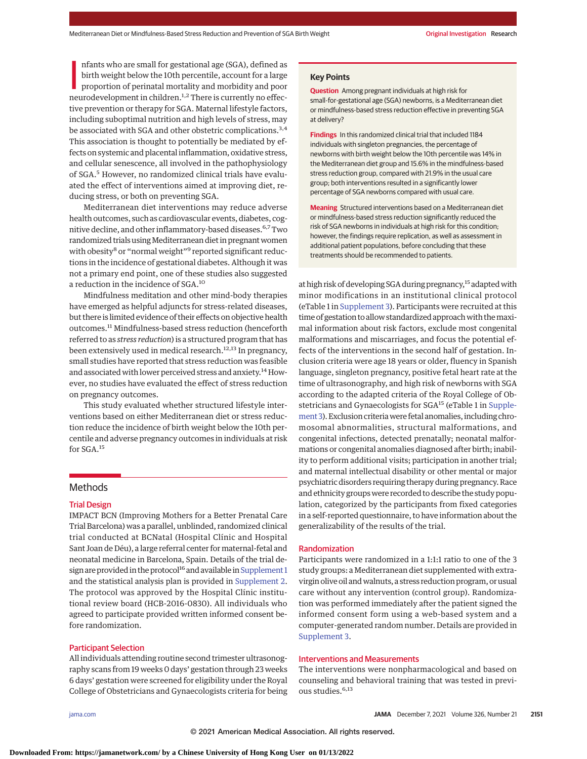Infants who are small for gestational age (SGA), defined as birth weight below the 10th percentile, account for a large proportion of perinatal mortality and morbidity and poor neurodevelopment in children.[1,2] There is currently no effective prevention or therapy for SGA. Maternal lifestyle factors, including suboptimal nutrition and high levels of stress, may be associated with SGA and other obstetric complications.[3,4] This association is thought to potentially be mediated by effects on systemic and placental inflammation, oxidative stress, and cellular senescence, all involved in the pathophysiology of SGA.[5] However, no randomized clinical trials have evaluated the effect of interventions aimed at improving diet, reducing stress, or both on preventing SGA.

Mediterranean diet interventions may reduce adverse health outcomes, such as cardiovascular events, diabetes, cognitive decline, and other inflammatory-based diseases.[6,7] Two randomized trials using Mediterranean diet in pregnant women with obesity[8] or "normal weight"[9] reported significant reductions in the incidence of gestational diabetes. Although it was not a primary end point, one of these studies also suggested a reduction in the incidence of SGA.[10]

Mindfulness meditation and other mind-body therapies have emerged as helpful adjuncts for stress-related diseases, but there is limited evidence of their effects on objective health outcomes.[11] Mindfulness-based stress reduction (henceforth referred to as *stress reduction*) is a structured program that has been extensively used in medical research.[12,13] In pregnancy, small studies have reported that stress reduction was feasible and associated with lower perceived stress and anxiety.[14] However, no studies have evaluated the effect of stress reduction on pregnancy outcomes.

This study evaluated whether structured lifestyle interventions based on either Mediterranean diet or stress reduction reduce the incidence of birth weight below the 10th percentile and adverse pregnancy outcomes in individuals at risk for SGA.[15]

## Key Points

**Question** Among pregnant individuals at high risk for small-for-gestational age (SGA) newborns, is a Mediterranean diet or mindfulness-based stress reduction effective in preventing SGA at delivery?

**Findings** In this randomized clinical trial that included 1184 individuals with singleton pregnancies, the percentage of newborns with birth weight below the 10th percentile was 14% in the Mediterranean diet group and 15.6% in the mindfulness-based stress reduction group, compared with 21.9% in the usual care group; both interventions resulted in a significantly lower percentage of SGA newborns compared with usual care.

**Meaning** Structured interventions based on a Mediterranean diet or mindfulness-based stress reduction significantly reduced the risk of SGA newborns in individuals at high risk for this condition; however, the findings require replication, as well as assessment in additional patient populations, before concluding that these treatments should be recommended to patients.

## Methods

### Trial Design

IMPACT BCN (Improving Mothers for a Better Prenatal Care Trial Barcelona) was a parallel, unblinded, randomized clinical trial conducted at BCNatal (Hospital Clínic and Hospital Sant Joan de Déu), a large referral center for maternal-fetal and neonatal medicine in Barcelona, Spain. Details of the trial design are provided in the protocol[16] and available in Supplement 1 and the statistical analysis plan is provided in Supplement 2. The protocol was approved by the Hospital Clínic institutional review board (HCB-2016-0830). All individuals who agreed to participate provided written informed consent before randomization.

### Participant Selection

All individuals attending routine second trimester ultrasonography scans from 19 weeks 0 days' gestation through 23 weeks 6 days' gestation were screened for eligibility under the Royal College of Obstetricians and Gynaecologists criteria for being at high risk of developing SGA during pregnancy,[15] adapted with minor modifications in an institutional clinical protocol (eTable 1 in Supplement 3). Participants were recruited at this time of gestation to allow standardized approach with the maximal information about risk factors, exclude most congenital malformations and miscarriages, and focus the potential effects of the interventions in the second half of gestation. Inclusion criteria were age 18 years or older, fluency in Spanish language, singleton pregnancy, positive fetal heart rate at the time of ultrasonography, and high risk of newborns with SGA according to the adapted criteria of the Royal College of Obstetricians and Gynaecologists for SGA[15] (eTable 1 in Supplement 3). Exclusion criteria were fetal anomalies, including chromosomal abnormalities, structural malformations, and congenital infections, detected prenatally; neonatal malformations or congenital anomalies diagnosed after birth; inability to perform additional visits; participation in another trial; and maternal intellectual disability or other mental or major psychiatric disorders requiring therapy during pregnancy. Race and ethnicity groups were recorded to describe the study population, categorized by the participants from fixed categories in a self-reported questionnaire, to have information about the generalizability of the results of the trial.

### Randomization

Participants were randomized in a 1:1:1 ratio to one of the 3 study groups: a Mediterranean diet supplemented with extravirgin olive oil and walnuts, a stress reduction program, or usual care without any intervention (control group). Randomization was performed immediately after the patient signed the informed consent form using a web-based system and a computer-generated random number. Details are provided in Supplement 3.

### Interventions and Measurements

The interventions were nonpharmacological and based on counseling and behavioral training that was tested in previous studies.[6,13]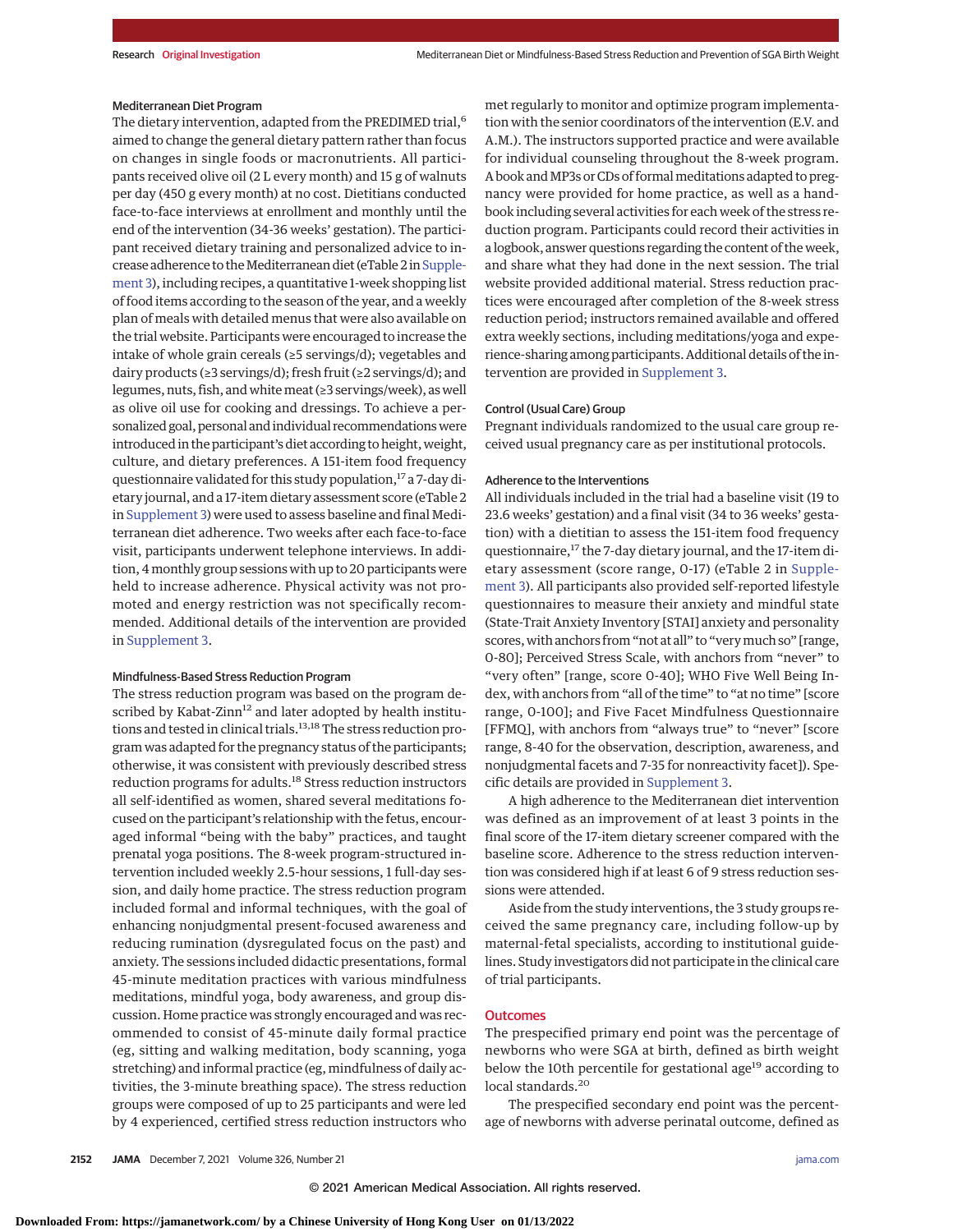### Mediterranean Diet Program

The dietary intervention, adapted from the PREDIMED trial,[6] aimed to change the general dietary pattern rather than focus on changes in single foods or macronutrients. All participants received olive oil (2 L every month) and 15 g of walnuts per day (450 g every month) at no cost. Dietitians conducted face-to-face interviews at enrollment and monthly until the end of the intervention (34-36 weeks' gestation). The participant received dietary training and personalized advice to increase adherence to the Mediterranean diet (eTable 2 in Supplement 3), including recipes, a quantitative 1-week shopping list of food items according to the season of the year, and a weekly plan of meals with detailed menus that were also available on the trial website. Participants were encouraged to increase the intake of whole grain cereals (≥5 servings/d); vegetables and dairy products (≥3 servings/d); fresh fruit (≥2 servings/d); and legumes, nuts, fish, and white meat (≥3 servings/week), as well as olive oil use for cooking and dressings. To achieve a personalized goal, personal and individual recommendations were introduced in the participant's diet according to height, weight, culture, and dietary preferences. A 151-item food frequency questionnaire validated for this study population,[17] a 7-day dietary journal, and a 17-item dietary assessment score (eTable 2 in Supplement 3) were used to assess baseline and final Mediterranean diet adherence. Two weeks after each face-to-face visit, participants underwent telephone interviews. In addition, 4 monthly group sessions with up to 20 participants were held to increase adherence. Physical activity was not promoted and energy restriction was not specifically recommended. Additional details of the intervention are provided in Supplement 3.

### Mindfulness-Based Stress Reduction Program

The stress reduction program was based on the program described by Kabat-Zinn[12] and later adopted by health institutions and tested in clinical trials.[13,18] The stress reduction program was adapted for the pregnancy status of the participants; otherwise, it was consistent with previously described stress reduction programs for adults.[18] Stress reduction instructors all self-identified as women, shared several meditations focused on the participant's relationship with the fetus, encouraged informal "being with the baby" practices, and taught prenatal yoga positions. The 8-week program-structured intervention included weekly 2.5-hour sessions, 1 full-day session, and daily home practice. The stress reduction program included formal and informal techniques, with the goal of enhancing nonjudgmental present-focused awareness and reducing rumination (dysregulated focus on the past) and anxiety. The sessions included didactic presentations, formal 45-minute meditation practices with various mindfulness meditations, mindful yoga, body awareness, and group discussion. Home practice was strongly encouraged and was recommended to consist of 45-minute daily formal practice (eg, sitting and walking meditation, body scanning, yoga stretching) and informal practice (eg, mindfulness of daily activities, the 3-minute breathing space). The stress reduction groups were composed of up to 25 participants and were led by 4 experienced, certified stress reduction instructors who met regularly to monitor and optimize program implementation with the senior coordinators of the intervention (E.V. and A.M.). The instructors supported practice and were available for individual counseling throughout the 8-week program. A book and MP3s or CDs of formal meditations adapted to pregnancy were provided for home practice, as well as a handbook including several activities for each week of the stress reduction program. Participants could record their activities in a logbook, answer questions regarding the content of the week, and share what they had done in the next session. The trial website provided additional material. Stress reduction practices were encouraged after completion of the 8-week stress reduction period; instructors remained available and offered extra weekly sections, including meditations/yoga and experience-sharing among participants. Additional details of the intervention are provided in Supplement 3.

### Control (Usual Care) Group

Pregnant individuals randomized to the usual care group received usual pregnancy care as per institutional protocols.

### Adherence to the Interventions

All individuals included in the trial had a baseline visit (19 to 23.6 weeks' gestation) and a final visit (34 to 36 weeks' gestation) with a dietitian to assess the 151-item food frequency questionnaire,[17] the 7-day dietary journal, and the 17-item dietary assessment (score range, 0-17) (eTable 2 in Supplement 3). All participants also provided self-reported lifestyle questionnaires to measure their anxiety and mindful state (State-Trait Anxiety Inventory [STAI] anxiety and personality scores, with anchors from "not at all" to "very much so" [range, 0-80]; Perceived Stress Scale, with anchors from "never" to "very often" [range, score 0-40]; WHO Five Well Being Index, with anchors from "all of the time" to "at no time" [score range, 0-100]; and Five Facet Mindfulness Questionnaire [FFMQ], with anchors from "always true" to "never" [score range, 8-40 for the observation, description, awareness, and nonjudgmental facets and 7-35 for nonreactivity facet]). Specific details are provided in Supplement 3.

A high adherence to the Mediterranean diet intervention was defined as an improvement of at least 3 points in the final score of the 17-item dietary screener compared with the baseline score. Adherence to the stress reduction intervention was considered high if at least 6 of 9 stress reduction sessions were attended.

Aside from the study interventions, the 3 study groups received the same pregnancy care, including follow-up by maternal-fetal specialists, according to institutional guidelines. Study investigators did not participate in the clinical care of trial participants.

## Outcomes

The prespecified primary end point was the percentage of newborns who were SGA at birth, defined as birth weight below the 10th percentile for gestational age[19] according to local standards.[20]

The prespecified secondary end point was the percentage of newborns with adverse perinatal outcome, defined as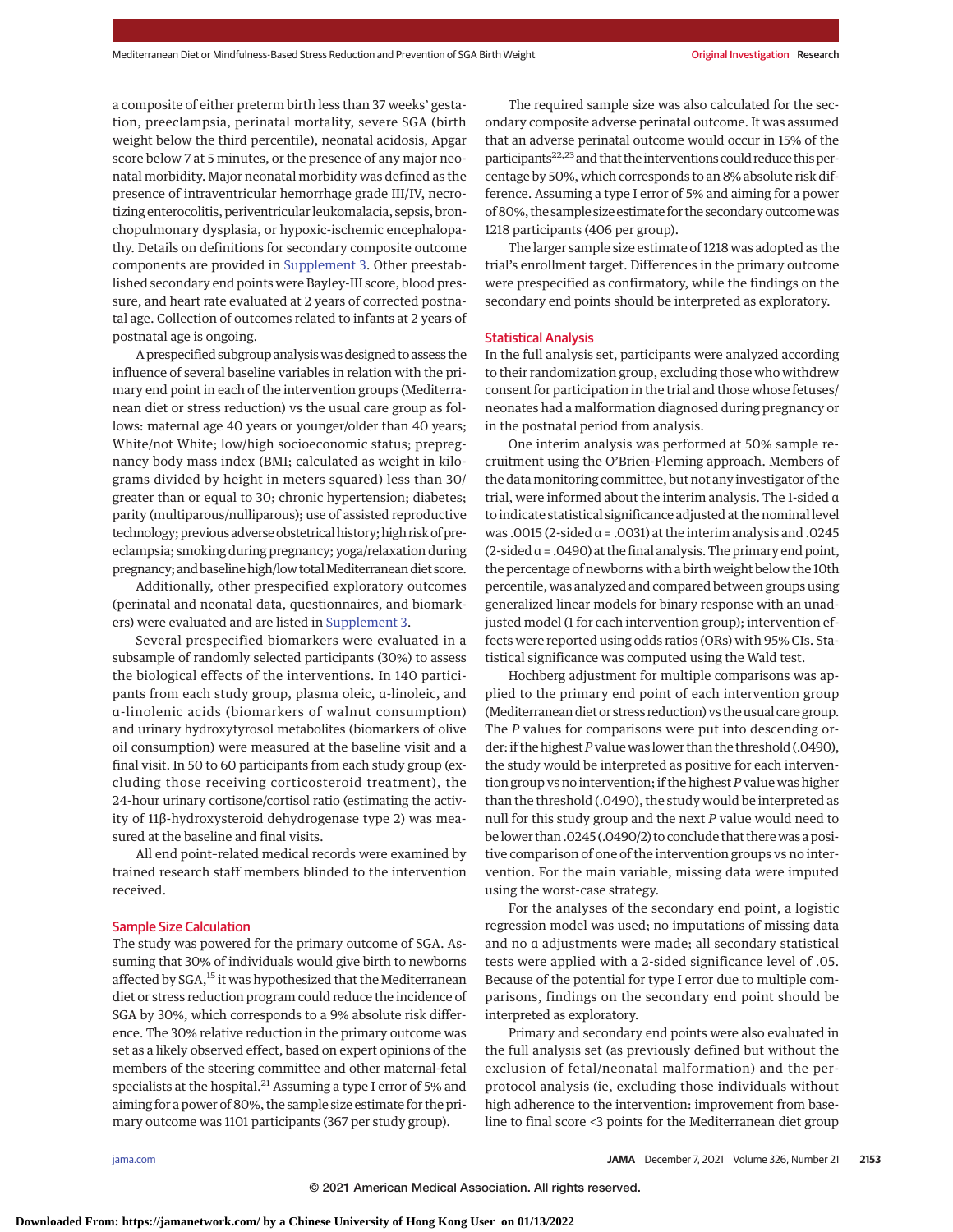a composite of either preterm birth less than 37 weeks' gestation, preeclampsia, perinatal mortality, severe SGA (birth weight below the third percentile), neonatal acidosis, Apgar score below 7 at 5 minutes, or the presence of any major neonatal morbidity. Major neonatal morbidity was defined as the presence of intraventricular hemorrhage grade III/IV, necrotizing enterocolitis, periventricular leukomalacia, sepsis, bronchopulmonary dysplasia, or hypoxic-ischemic encephalopathy. Details on definitions for secondary composite outcome components are provided in Supplement 3. Other preestablished secondary end points were Bayley-III score, blood pressure, and heart rate evaluated at 2 years of corrected postnatal age. Collection of outcomes related to infants at 2 years of postnatal age is ongoing.

A prespecified subgroup analysis was designed to assess the influence of several baseline variables in relation with the primary end point in each of the intervention groups (Mediterranean diet or stress reduction) vs the usual care group as follows: maternal age 40 years or younger/older than 40 years; White/not White; low/high socioeconomic status; prepregnancy body mass index (BMI; calculated as weight in kilograms divided by height in meters squared) less than 30/greater than or equal to 30; chronic hypertension; diabetes; parity (multiparous/nulliparous); use of assisted reproductive technology; previous adverse obstetrical history; high risk of preeclampsia; smoking during pregnancy; yoga/relaxation during pregnancy; and baseline high/low total Mediterranean diet score.

Additionally, other prespecified exploratory outcomes (perinatal and neonatal data, questionnaires, and biomarkers) were evaluated and are listed in Supplement 3.

Several prespecified biomarkers were evaluated in a subsample of randomly selected participants (30%) to assess the biological effects of the interventions. In 140 participants from each study group, plasma oleic, α-linoleic, and α-linolenic acids (biomarkers of walnut consumption) and urinary hydroxytyrosol metabolites (biomarkers of olive oil consumption) were measured at the baseline visit and a final visit. In 50 to 60 participants from each study group (excluding those receiving corticosteroid treatment), the 24-hour urinary cortisone/cortisol ratio (estimating the activity of 11β-hydroxysteroid dehydrogenase type 2) was measured at the baseline and final visits.

All end point–related medical records were examined by trained research staff members blinded to the intervention received.

## Sample Size Calculation

The study was powered for the primary outcome of SGA. Assuming that 30% of individuals would give birth to newborns affected by SGA,[15] it was hypothesized that the Mediterranean diet or stress reduction program could reduce the incidence of SGA by 30%, which corresponds to a 9% absolute risk difference. The 30% relative reduction in the primary outcome was set as a likely observed effect, based on expert opinions of the members of the steering committee and other maternal-fetal specialists at the hospital.[21] Assuming a type I error of 5% and aiming for a power of 80%, the sample size estimate for the primary outcome was 1101 participants (367 per study group).

The required sample size was also calculated for the secondary composite adverse perinatal outcome. It was assumed that an adverse perinatal outcome would occur in 15% of the participants[22,23] and that the interventions could reduce this percentage by 50%, which corresponds to an 8% absolute risk difference. Assuming a type I error of 5% and aiming for a power of 80%, the sample size estimate for the secondary outcome was 1218 participants (406 per group).

The larger sample size estimate of 1218 was adopted as the trial's enrollment target. Differences in the primary outcome were prespecified as confirmatory, while the findings on the secondary end points should be interpreted as exploratory.

## Statistical Analysis

In the full analysis set, participants were analyzed according to their randomization group, excluding those who withdrew consent for participation in the trial and those whose fetuses/neonates had a malformation diagnosed during pregnancy or in the postnatal period from analysis.

One interim analysis was performed at 50% sample recruitment using the O'Brien-Fleming approach. Members of the data monitoring committee, but not any investigator of the trial, were informed about the interim analysis. The 1-sided α to indicate statistical significance adjusted at the nominal level was .0015 (2-sided α = .0031) at the interim analysis and .0245 (2-sided α = .0490) at the final analysis. The primary end point, the percentage of newborns with a birth weight below the 10th percentile, was analyzed and compared between groups using generalized linear models for binary response with an unadjusted model (1 for each intervention group); intervention effects were reported using odds ratios (ORs) with 95% CIs. Statistical significance was computed using the Wald test.

Hochberg adjustment for multiple comparisons was applied to the primary end point of each intervention group (Mediterranean diet or stress reduction) vs the usual care group. The *P* values for comparisons were put into descending order: if the highest *P* value was lower than the threshold (.0490), the study would be interpreted as positive for each intervention group vs no intervention; if the highest *P* value was higher than the threshold (.0490), the study would be interpreted as null for this study group and the next *P* value would need to be lower than .0245 (.0490/2) to conclude that there was a positive comparison of one of the intervention groups vs no intervention. For the main variable, missing data were imputed using the worst-case strategy.

For the analyses of the secondary end point, a logistic regression model was used; no imputations of missing data and no α adjustments were made; all secondary statistical tests were applied with a 2-sided significance level of .05. Because of the potential for type I error due to multiple comparisons, findings on the secondary end point should be interpreted as exploratory.

Primary and secondary end points were also evaluated in the full analysis set (as previously defined but without the exclusion of fetal/neonatal malformation) and the per-protocol analysis (ie, excluding those individuals without high adherence to the intervention: improvement from baseline to final score <3 points for the Mediterranean diet group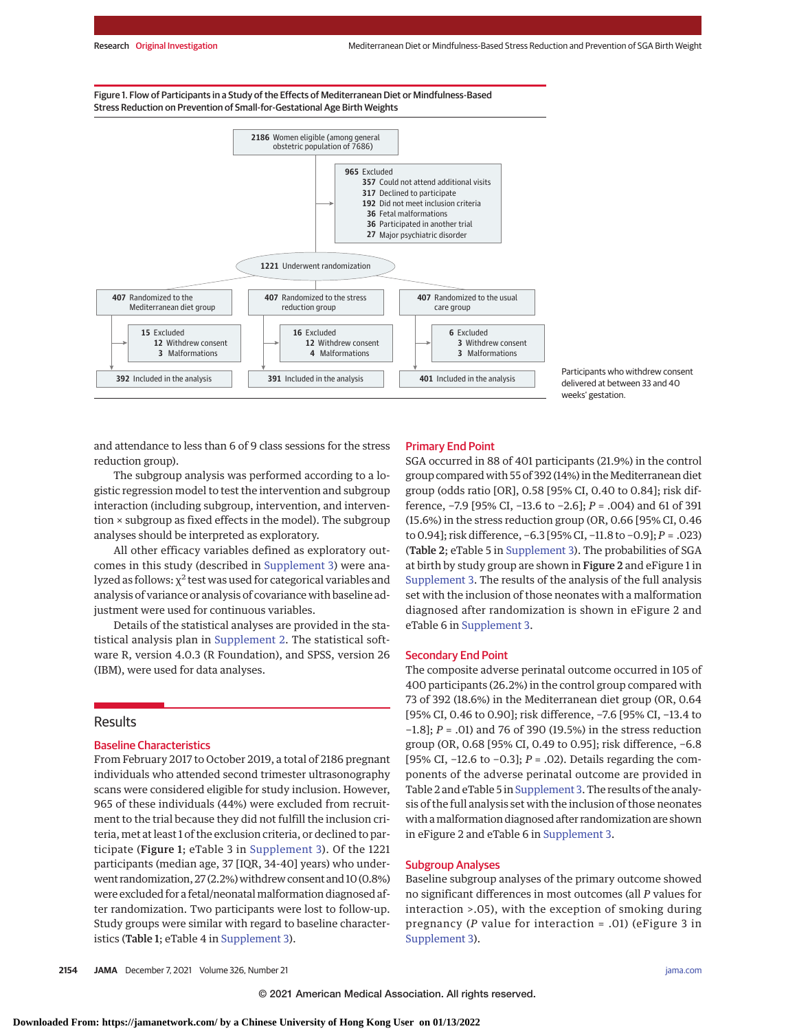Figure 1. Flow of Participants in a Study of the Effects of Mediterranean Diet or Mindfulness-Based Stress Reduction on Prevention of Small-for-Gestational Age Birth Weights

2186 Women eligible (among general obstetric population of 7686)

965 Excluded
- 357 Could not attend additional visits
- 317 Declined to participate
- 192 Did not meet inclusion criteria
- 36 Fetal malformations
- 36 Participated in another trial
- 27 Major psychiatric disorder

1221 Underwent randomization

| 407 Randomized to the Mediterranean diet group | 407 Randomized to the stress reduction group | 407 Randomized to the usual care group |
| --- | --- | --- |
| 15 Excluded: 12 Withdrew consent, 3 Malformations | 16 Excluded: 12 Withdrew consent, 4 Malformations | 6 Excluded: 3 Withdrew consent, 3 Malformations |
| 392 Included in the analysis | 391 Included in the analysis | 401 Included in the analysis |

Participants who withdrew consent delivered at between 33 and 40 weeks' gestation.

and attendance to less than 6 of 9 class sessions for the stress reduction group).

The subgroup analysis was performed according to a logistic regression model to test the intervention and subgroup interaction (including subgroup, intervention, and intervention × subgroup as fixed effects in the model). The subgroup analyses should be interpreted as exploratory.

All other efficacy variables defined as exploratory outcomes in this study (described in Supplement 3) were analyzed as follows: $\chi^2$ test was used for categorical variables and analysis of variance or analysis of covariance with baseline adjustment were used for continuous variables.

Details of the statistical analyses are provided in the statistical analysis plan in Supplement 2. The statistical software R, version 4.0.3 (R Foundation), and SPSS, version 26 (IBM), were used for data analyses.

## Results

### Baseline Characteristics

From February 2017 to October 2019, a total of 2186 pregnant individuals who attended second trimester ultrasonography scans were considered eligible for study inclusion. However, 965 of these individuals (44%) were excluded from recruitment to the trial because they did not fulfill the inclusion criteria, met at least 1 of the exclusion criteria, or declined to participate (**Figure 1**; eTable 3 in Supplement 3). Of the 1221 participants (median age, 37 [IQR, 34-40] years) who underwent randomization, 27 (2.2%) withdrew consent and 10 (0.8%) were excluded for a fetal/neonatal malformation diagnosed after randomization. Two participants were lost to follow-up. Study groups were similar with regard to baseline characteristics (**Table 1**; eTable 4 in Supplement 3).

### Primary End Point

SGA occurred in 88 of 401 participants (21.9%) in the control group compared with 55 of 392 (14%) in the Mediterranean diet group (odds ratio [OR], 0.58 [95% CI, 0.40 to 0.84]; risk difference, −7.9 [95% CI, −13.6 to −2.6]; *P* = .004) and 61 of 391 (15.6%) in the stress reduction group (OR, 0.66 [95% CI, 0.46 to 0.94]; risk difference, −6.3 [95% CI, −11.8 to −0.9]; *P* = .023) (**Table 2**; eTable 5 in Supplement 3). The probabilities of SGA at birth by study group are shown in **Figure 2** and eFigure 1 in Supplement 3. The results of the analysis of the full analysis set with the inclusion of those neonates with a malformation diagnosed after randomization is shown in eFigure 2 and eTable 6 in Supplement 3.

### Secondary End Point

The composite adverse perinatal outcome occurred in 105 of 400 participants (26.2%) in the control group compared with 73 of 392 (18.6%) in the Mediterranean diet group (OR, 0.64 [95% CI, 0.46 to 0.90]; risk difference, −7.6 [95% CI, −13.4 to −1.8]; *P* = .01) and 76 of 390 (19.5%) in the stress reduction group (OR, 0.68 [95% CI, 0.49 to 0.95]; risk difference, −6.8 [95% CI, −12.6 to −0.3]; *P* = .02). Details regarding the components of the adverse perinatal outcome are provided in Table 2 and eTable 5 in Supplement 3. The results of the analysis of the full analysis set with the inclusion of those neonates with a malformation diagnosed after randomization are shown in eFigure 2 and eTable 6 in Supplement 3.

### Subgroup Analyses

Baseline subgroup analyses of the primary outcome showed no significant differences in most outcomes (all *P* values for interaction >.05), with the exception of smoking during pregnancy (*P* value for interaction = .01) (eFigure 3 in Supplement 3).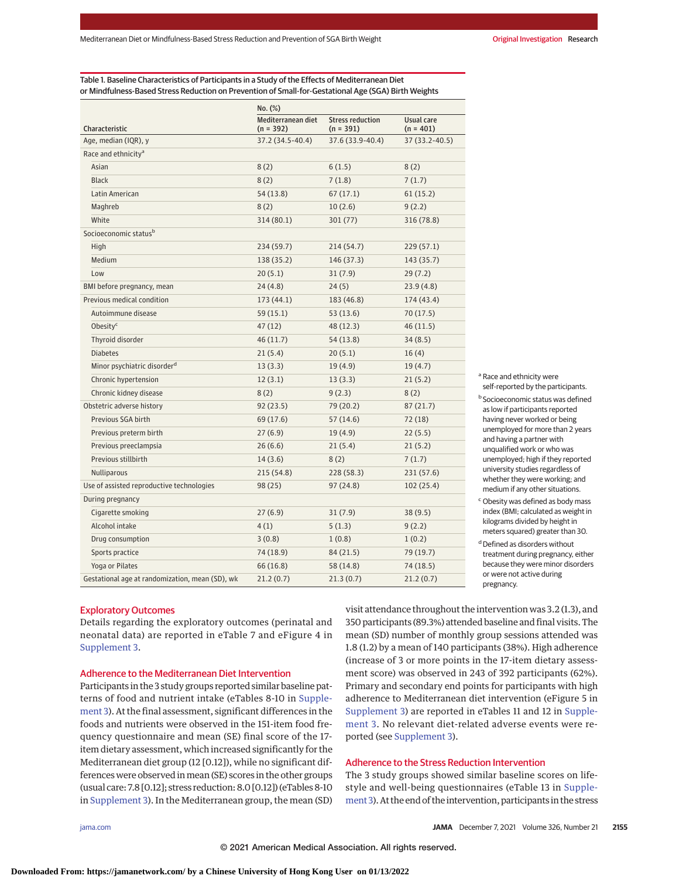Table 1. Baseline Characteristics of Participants in a Study of the Effects of Mediterranean Diet or Mindfulness-Based Stress Reduction on Prevention of Small-for-Gestational Age (SGA) Birth Weights

| Characteristic | No. (%) Mediterranean diet (n = 392) | Stress reduction (n = 391) | Usual care (n = 401) |
|---|---|---|---|
| Age, median (IQR), y | 37.2 (34.5-40.4) | 37.6 (33.9-40.4) | 37 (33.2-40.5) |
| Race and ethnicity[a] | | | |
| Asian | 8 (2) | 6 (1.5) | 8 (2) |
| Black | 8 (2) | 7 (1.8) | 7 (1.7) |
| Latin American | 54 (13.8) | 67 (17.1) | 61 (15.2) |
| Maghreb | 8 (2) | 10 (2.6) | 9 (2.2) |
| White | 314 (80.1) | 301 (77) | 316 (78.8) |
| Socioeconomic status[b] | | | |
| High | 234 (59.7) | 214 (54.7) | 229 (57.1) |
| Medium | 138 (35.2) | 146 (37.3) | 143 (35.7) |
| Low | 20 (5.1) | 31 (7.9) | 29 (7.2) |
| BMI before pregnancy, mean | 24 (4.8) | 24 (5) | 23.9 (4.8) |
| Previous medical condition | 173 (44.1) | 183 (46.8) | 174 (43.4) |
| Autoimmune disease | 59 (15.1) | 53 (13.6) | 70 (17.5) |
| Obesity[c] | 47 (12) | 48 (12.3) | 46 (11.5) |
| Thyroid disorder | 46 (11.7) | 54 (13.8) | 34 (8.5) |
| Diabetes | 21 (5.4) | 20 (5.1) | 16 (4) |
| Minor psychiatric disorder[d] | 13 (3.3) | 19 (4.9) | 19 (4.7) |
| Chronic hypertension | 12 (3.1) | 13 (3.3) | 21 (5.2) |
| Chronic kidney disease | 8 (2) | 9 (2.3) | 8 (2) |
| Obstetric adverse history | 92 (23.5) | 79 (20.2) | 87 (21.7) |
| Previous SGA birth | 69 (17.6) | 57 (14.6) | 72 (18) |
| Previous preterm birth | 27 (6.9) | 19 (4.9) | 22 (5.5) |
| Previous preeclampsia | 26 (6.6) | 21 (5.4) | 21 (5.2) |
| Previous stillbirth | 14 (3.6) | 8 (2) | 7 (1.7) |
| Nulliparous | 215 (54.8) | 228 (58.3) | 231 (57.6) |
| Use of assisted reproductive technologies | 98 (25) | 97 (24.8) | 102 (25.4) |
| During pregnancy | | | |
| Cigarette smoking | 27 (6.9) | 31 (7.9) | 38 (9.5) |
| Alcohol intake | 4 (1) | 5 (1.3) | 9 (2.2) |
| Drug consumption | 3 (0.8) | 1 (0.8) | 1 (0.2) |
| Sports practice | 74 (18.9) | 84 (21.5) | 79 (19.7) |
| Yoga or Pilates | 66 (16.8) | 58 (14.8) | 74 (18.5) |
| Gestational age at randomization, mean (SD), wk | 21.2 (0.7) | 21.3 (0.7) | 21.2 (0.7) |

[a] Race and ethnicity were self-reported by the participants.

[b] Socioeconomic status was defined as low if participants reported having never worked or being unemployed for more than 2 years and having a partner with unqualified work or who was unemployed; high if they reported university studies regardless of whether they were working; and medium if any other situations.

[c] Obesity was defined as body mass index (BMI; calculated as weight in kilograms divided by height in meters squared) greater than 30.

[d] Defined as disorders without treatment during pregnancy, either because they were minor disorders or were not active during pregnancy.

## Exploratory Outcomes

Details regarding the exploratory outcomes (perinatal and neonatal data) are reported in eTable 7 and eFigure 4 in Supplement 3.

## Adherence to the Mediterranean Diet Intervention

Participants in the 3 study groups reported similar baseline patterns of food and nutrient intake (eTables 8-10 in Supplement 3). At the final assessment, significant differences in the foods and nutrients were observed in the 151-item food frequency questionnaire and mean (SE) final score of the 17-item dietary assessment, which increased significantly for the Mediterranean diet group (12 [0.12]), while no significant differences were observed in mean (SE) scores in the other groups (usual care: 7.8 [0.12]; stress reduction: 8.0 [0.12]) (eTables 8-10 in Supplement 3). In the Mediterranean group, the mean (SD) visit attendance throughout the intervention was 3.2 (1.3), and 350 participants (89.3%) attended baseline and final visits. The mean (SD) number of monthly group sessions attended was 1.8 (1.2) by a mean of 140 participants (38%). High adherence (increase of 3 or more points in the 17-item dietary assessment score) was observed in 243 of 392 participants (62%). Primary and secondary end points for participants with high adherence to Mediterranean diet intervention (eFigure 5 in Supplement 3) are reported in eTables 11 and 12 in Supplement 3. No relevant diet-related adverse events were reported (see Supplement 3).

## Adherence to the Stress Reduction Intervention

The 3 study groups showed similar baseline scores on lifestyle and well-being questionnaires (eTable 13 in Supplement 3). At the end of the intervention, participants in the stress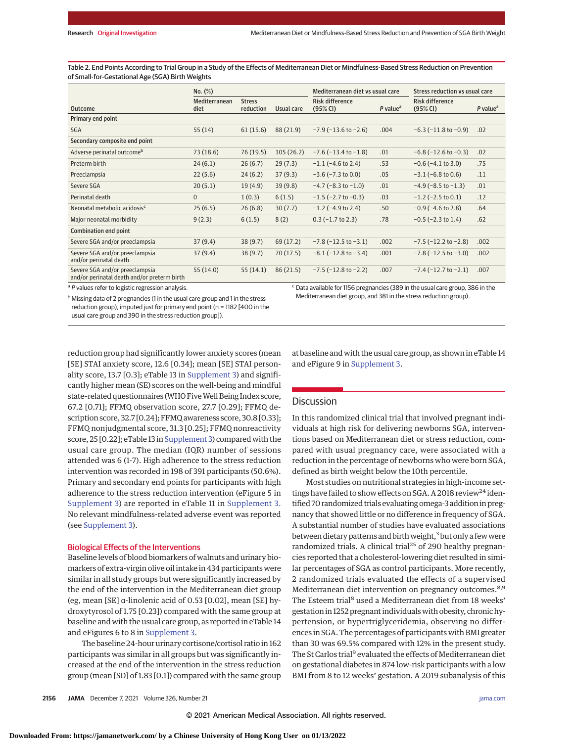Table 2. End Points According to Trial Group in a Study of the Effects of Mediterranean Diet or Mindfulness-Based Stress Reduction on Prevention of Small-for-Gestational Age (SGA) Birth Weights

| Outcome | No. (%) | | | Mediterranean diet vs usual care | | Stress reduction vs usual care | |
|---|---|---|---|---|---|---|---|
| | Mediterranean diet | Stress reduction | Usual care | Risk difference (95% CI) | P value[a] | Risk difference (95% CI) | P value[a] |
| **Primary end point** | | | | | | | |
| SGA | 55 (14) | 61 (15.6) | 88 (21.9) | −7.9 (−13.6 to −2.6) | .004 | −6.3 (−11.8 to −0.9) | .02 |
| **Secondary composite end point** | | | | | | | |
| Adverse perinatal outcome[b] | 73 (18.6) | 76 (19.5) | 105 (26.2) | −7.6 (−13.4 to −1.8) | .01 | −6.8 (−12.6 to −0.3) | .02 |
| Preterm birth | 24 (6.1) | 26 (6.7) | 29 (7.3) | −1.1 (−4.6 to 2.4) | .53 | −0.6 (−4.1 to 3.0) | .75 |
| Preeclampsia | 22 (5.6) | 24 (6.2) | 37 (9.3) | −3.6 (−7.3 to 0.0) | .05 | −3.1 (−6.8 to 0.6) | .11 |
| Severe SGA | 20 (5.1) | 19 (4.9) | 39 (9.8) | −4.7 (−8.3 to −1.0) | .01 | −4.9 (−8.5 to −1.3) | .01 |
| Perinatal death | 0 | 1 (0.3) | 6 (1.5) | −1.5 (−2.7 to −0.3) | .03 | −1.2 (−2.5 to 0.1) | .12 |
| Neonatal metabolic acidosis[c] | 25 (6.5) | 26 (6.8) | 30 (7.7) | −1.2 (−4.9 to 2.4) | .50 | −0.9 (−4.6 to 2.8) | .64 |
| Major neonatal morbidity | 9 (2.3) | 6 (1.5) | 8 (2) | 0.3 (−1.7 to 2.3) | .78 | −0.5 (−2.3 to 1.4) | .62 |
| **Combination end point** | | | | | | | |
| Severe SGA and/or preeclampsia | 37 (9.4) | 38 (9.7) | 69 (17.2) | −7.8 (−12.5 to −3.1) | .002 | −7.5 (−12.2 to −2.8) | .002 |
| Severe SGA and/or preeclampsia and/or perinatal death | 37 (9.4) | 38 (9.7) | 70 (17.5) | −8.1 (−12.8 to −3.4) | .001 | −7.8 (−12.5 to −3.0) | .002 |
| Severe SGA and/or preeclampsia and/or perinatal death and/or preterm birth | 55 (14.0) | 55 (14.1) | 86 (21.5) | −7.5 (−12.8 to −2.2) | .007 | −7.4 (−12.7 to −2.1) | .007 |

[a] P values refer to logistic regression analysis.

[b] Missing data of 2 pregnancies (1 in the usual care group and 1 in the stress reduction group), imputed just for primary end point (n = 1182 [400 in the usual care group and 390 in the stress reduction group]).

[c] Data available for 1156 pregnancies (389 in the usual care group, 386 in the Mediterranean diet group, and 381 in the stress reduction group).

reduction group had significantly lower anxiety scores (mean [SE] STAI anxiety score, 12.6 [0.34]; mean [SE] STAI personality score, 13.7 [0.3]; eTable 13 in Supplement 3) and significantly higher mean (SE) scores on the well-being and mindful state–related questionnaires (WHO Five Well Being Index score, 67.2 [0.71]; FFMQ observation score, 27.7 [0.29]; FFMQ description score, 32.7 [0.24]; FFMQ awareness score, 30.8 [0.33]; FFMQ nonjudgmental score, 31.3 [0.25]; FFMQ nonreactivity score, 25 [0.22]; eTable 13 in Supplement 3) compared with the usual care group. The median (IQR) number of sessions attended was 6 (1-7). High adherence to the stress reduction intervention was recorded in 198 of 391 participants (50.6%). Primary and secondary end points for participants with high adherence to the stress reduction intervention (eFigure 5 in Supplement 3) are reported in eTable 11 in Supplement 3. No relevant mindfulness-related adverse event was reported (see Supplement 3).

### Biological Effects of the Interventions

Baseline levels of blood biomarkers of walnuts and urinary biomarkers of extra-virgin olive oil intake in 434 participants were similar in all study groups but were significantly increased by the end of the intervention in the Mediterranean diet group (eg, mean [SE] α-linolenic acid of 0.53 [0.02], mean [SE] hydroxytyrosol of 1.75 [0.23]) compared with the same group at baseline and with the usual care group, as reported in eTable 14 and eFigures 6 to 8 in Supplement 3.

The baseline 24-hour urinary cortisone/cortisol ratio in 162 participants was similar in all groups but was significantly increased at the end of the intervention in the stress reduction group (mean [SD] of 1.83 [0.1]) compared with the same group at baseline and with the usual care group, as shown in eTable 14 and eFigure 9 in Supplement 3.

## Discussion

In this randomized clinical trial that involved pregnant individuals at high risk for delivering newborns SGA, interventions based on Mediterranean diet or stress reduction, compared with usual pregnancy care, were associated with a reduction in the percentage of newborns who were born SGA, defined as birth weight below the 10th percentile.

Most studies on nutritional strategies in high-income settings have failed to show effects on SGA. A 2018 review[24] identified 70 randomized trials evaluating omega-3 addition in pregnancy that showed little or no difference in frequency of SGA. A substantial number of studies have evaluated associations between dietary patterns and birth weight,[3] but only a few were randomized trials. A clinical trial[25] of 290 healthy pregnancies reported that a cholesterol-lowering diet resulted in similar percentages of SGA as control participants. More recently, 2 randomized trials evaluated the effects of a supervised Mediterranean diet intervention on pregnancy outcomes.[8,9] The Esteem trial[8] used a Mediterranean diet from 18 weeks' gestation in 1252 pregnant individuals with obesity, chronic hypertension, or hypertriglyceridemia, observing no differences in SGA. The percentages of participants with BMI greater than 30 was 69.5% compared with 12% in the present study. The St Carlos trial[9] evaluated the effects of Mediterranean diet on gestational diabetes in 874 low-risk participants with a low BMI from 8 to 12 weeks' gestation. A 2019 subanalysis of this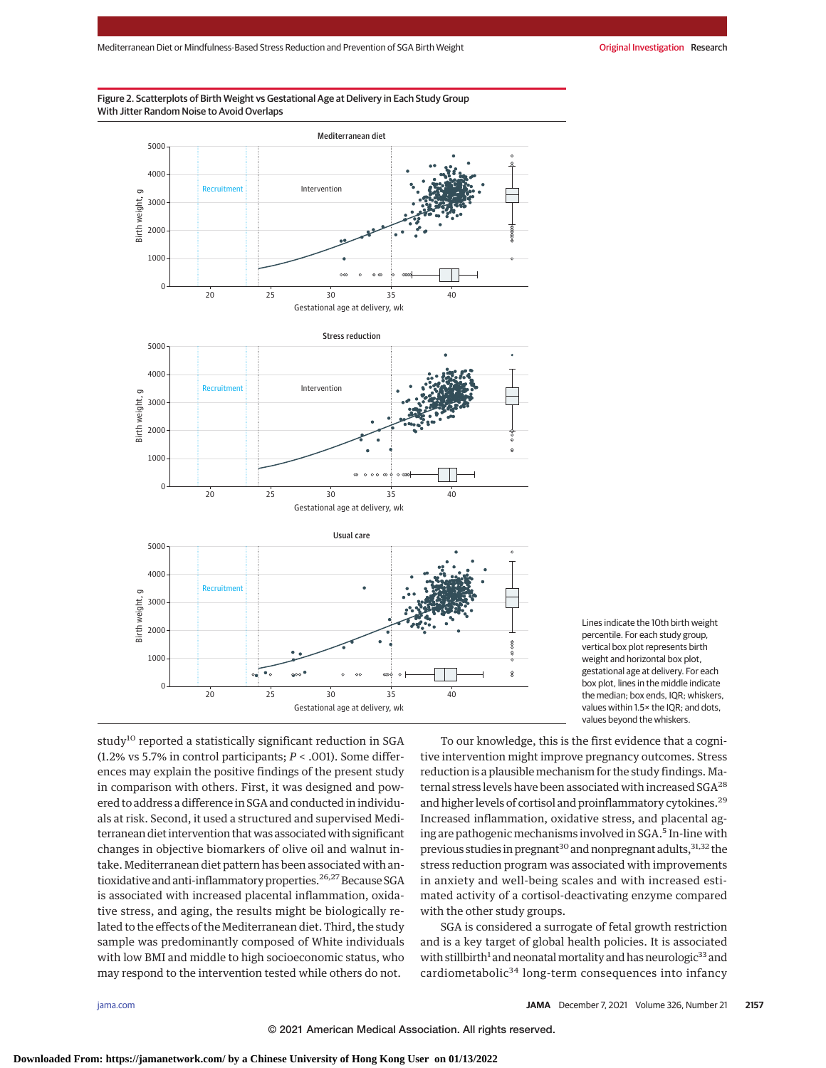Figure 2. Scatterplots of Birth Weight vs Gestational Age at Delivery in Each Study Group With Jitter Random Noise to Avoid Overlaps

Lines indicate the 10th birth weight percentile. For each study group, vertical box plot represents birth weight and horizontal box plot, gestational age at delivery. For each box plot, lines in the middle indicate the median; box ends, IQR; whiskers, values within 1.5× the IQR; and dots, values beyond the whiskers.

study[10] reported a statistically significant reduction in SGA (1.2% vs 5.7% in control participants; *P* < .001). Some differences may explain the positive findings of the present study in comparison with others. First, it was designed and powered to address a difference in SGA and conducted in individuals at risk. Second, it used a structured and supervised Mediterranean diet intervention that was associated with significant changes in objective biomarkers of olive oil and walnut intake. Mediterranean diet pattern has been associated with antioxidative and anti-inflammatory properties.[26,27] Because SGA is associated with increased placental inflammation, oxidative stress, and aging, the results might be biologically related to the effects of the Mediterranean diet. Third, the study sample was predominantly composed of White individuals with low BMI and middle to high socioeconomic status, who may respond to the intervention tested while others do not.

To our knowledge, this is the first evidence that a cognitive intervention might improve pregnancy outcomes. Stress reduction is a plausible mechanism for the study findings. Maternal stress levels have been associated with increased SGA[28] and higher levels of cortisol and proinflammatory cytokines.[29] Increased inflammation, oxidative stress, and placental aging are pathogenic mechanisms involved in SGA.[5] In-line with previous studies in pregnant[30] and nonpregnant adults,[31,32] the stress reduction program was associated with improvements in anxiety and well-being scales and with increased estimated activity of a cortisol-deactivating enzyme compared with the other study groups.

SGA is considered a surrogate of fetal growth restriction and is a key target of global health policies. It is associated with stillbirth[1] and neonatal mortality and has neurologic[33] and cardiometabolic[34] long-term consequences into infancy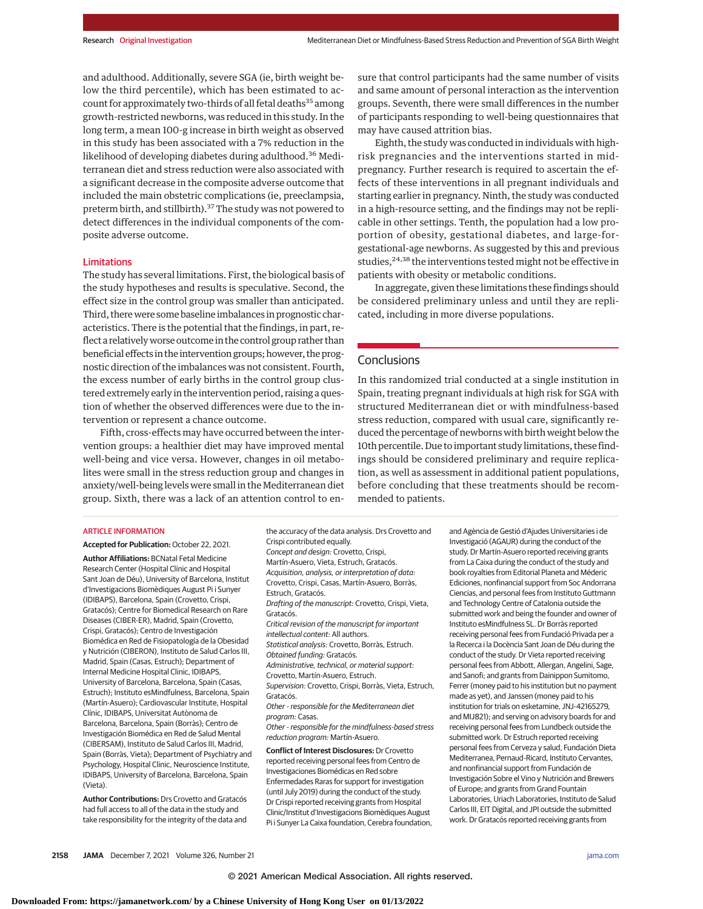and adulthood. Additionally, severe SGA (ie, birth weight below the third percentile), which has been estimated to account for approximately two-thirds of all fetal deaths[35] among growth-restricted newborns, was reduced in this study. In the long term, a mean 100-g increase in birth weight as observed in this study has been associated with a 7% reduction in the likelihood of developing diabetes during adulthood.[36] Mediterranean diet and stress reduction were also associated with a significant decrease in the composite adverse outcome that included the main obstetric complications (ie, preeclampsia, preterm birth, and stillbirth).[37] The study was not powered to detect differences in the individual components of the composite adverse outcome.

### Limitations

The study has several limitations. First, the biological basis of the study hypotheses and results is speculative. Second, the effect size in the control group was smaller than anticipated. Third, there were some baseline imbalances in prognostic characteristics. There is the potential that the findings, in part, reflect a relatively worse outcome in the control group rather than beneficial effects in the intervention groups; however, the prognostic direction of the imbalances was not consistent. Fourth, the excess number of early births in the control group clustered extremely early in the intervention period, raising a question of whether the observed differences were due to the intervention or represent a chance outcome.

Fifth, cross-effects may have occurred between the intervention groups: a healthier diet may have improved mental well-being and vice versa. However, changes in oil metabolites were small in the stress reduction group and changes in anxiety/well-being levels were small in the Mediterranean diet group. Sixth, there was a lack of an attention control to ensure that control participants had the same number of visits and same amount of personal interaction as the intervention groups. Seventh, there were small differences in the number of participants responding to well-being questionnaires that may have caused attrition bias.

Eighth, the study was conducted in individuals with high-risk pregnancies and the interventions started in midpregnancy. Further research is required to ascertain the effects of these interventions in all pregnant individuals and starting earlier in pregnancy. Ninth, the study was conducted in a high-resource setting, and the findings may not be replicable in other settings. Tenth, the population had a low proportion of obesity, gestational diabetes, and large-for-gestational-age newborns. As suggested by this and previous studies,[24,38] the interventions tested might not be effective in patients with obesity or metabolic conditions.

In aggregate, given these limitations these findings should be considered preliminary unless and until they are replicated, including in more diverse populations.

## Conclusions

In this randomized trial conducted at a single institution in Spain, treating pregnant individuals at high risk for SGA with structured Mediterranean diet or with mindfulness-based stress reduction, compared with usual care, significantly reduced the percentage of newborns with birth weight below the 10th percentile. Due to important study limitations, these findings should be considered preliminary and require replication, as well as assessment in additional patient populations, before concluding that these treatments should be recommended to patients.

ARTICLE INFORMATION

**Accepted for Publication:** October 22, 2021.

**Author Affiliations:** BCNatal Fetal Medicine Research Center (Hospital Clínic and Hospital Sant Joan de Déu), University of Barcelona, Institut d'Investigacions Biomèdiques August Pi i Sunyer (IDIBAPS), Barcelona, Spain (Crovetto, Crispi, Gratacós); Centre for Biomedical Research on Rare Diseases (CIBER-ER), Madrid, Spain (Crovetto, Crispi, Gratacós); Centro de Investigación Biomédica en Red de Fisiopatología de la Obesidad y Nutrición (CIBERON), Instituto de Salud Carlos III, Madrid, Spain (Casas, Estruch); Department of Internal Medicine Hospital Clinic, IDIBAPS, University of Barcelona, Barcelona, Spain (Casas, Estruch); Instituto esMindfulness, Barcelona, Spain (Martín-Asuero); Cardiovascular Institute, Hospital Clínic, IDIBAPS, Universitat Autònoma de Barcelona, Barcelona, Spain (Borràs); Centro de Investigación Biomédica en Red de Salud Mental (CIBERSAM), Instituto de Salud Carlos III, Madrid, Spain (Borràs, Vieta); Department of Psychiatry and Psychology, Hospital Clinic, Neuroscience Institute, IDIBAPS, University of Barcelona, Barcelona, Spain (Vieta).

**Author Contributions:** Drs Crovetto and Gratacós had full access to all of the data in the study and take responsibility for the integrity of the data and the accuracy of the data analysis. Drs Crovetto and Crispi contributed equally.
*Concept and design:* Crovetto, Crispi, Martín-Asuero, Vieta, Estruch, Gratacós.
*Acquisition, analysis, or interpretation of data:* Crovetto, Crispi, Casas, Martín-Asuero, Borràs, Estruch, Gratacós.
*Drafting of the manuscript:* Crovetto, Crispi, Vieta, Gratacós.
*Critical revision of the manuscript for important intellectual content:* All authors.
*Statistical analysis:* Crovetto, Borràs, Estruch.
*Obtained funding:* Gratacós.
*Administrative, technical, or material support:* Crovetto, Martín-Asuero, Estruch.
*Supervision:* Crovetto, Crispi, Borràs, Vieta, Estruch, Gratacós.
*Other - responsible for the Mediterranean diet program:* Casas.
*Other - responsible for the mindfulness-based stress reduction program:* Martín-Asuero.

**Conflict of Interest Disclosures:** Dr Crovetto reported receiving personal fees from Centro de Investigaciones Biomédicas en Red sobre Enfermedades Raras for support for investigation (until July 2019) during the conduct of the study. Dr Crispi reported receiving grants from Hospital Clinic/Institut d'Investigacions Biomèdiques August Pi i Sunyer La Caixa foundation, Cerebra foundation, and Agència de Gestió d'Ajudes Universitaries i de Investigació (AGAUR) during the conduct of the study. Dr Martín-Asuero reported receiving grants from La Caixa during the conduct of the study and book royalties from Editorial Planeta and Méderic Ediciones, nonfinancial support from Soc Andorrana Ciencias, and personal fees from Instituto Guttmann and Technology Centre of Catalonia outside the submitted work and being the founder and owner of Instituto esMindfulness SL. Dr Borràs reported receiving personal fees from Fundació Privada per a la Recerca i la Docència Sant Joan de Déu during the conduct of the study. Dr Vieta reported receiving personal fees from Abbott, Allergan, Angelini, Sage, and Sanofi; and grants from Dainippon Sumitomo, Ferrer (money paid to his institution but no payment made as yet), and Janssen (money paid to his institution for trials on esketamine, JNJ-42165279, and MIJ821); and serving on advisory boards for and receiving personal fees from Lundbeck outside the submitted work. Dr Estruch reported receiving personal fees from Cerveza y salud, Fundación Dieta Mediterranea, Pernaud-Ricard, Instituto Cervantes, and nonfinancial support from Fundación de Investigación Sobre el Vino y Nutrición and Brewers of Europe; and grants from Grand Fountain Laboratories, Uriach Laboratories, Instituto de Salud Carlos III, EIT Digital, and JPI outside the submitted work. Dr Gratacós reported receiving grants from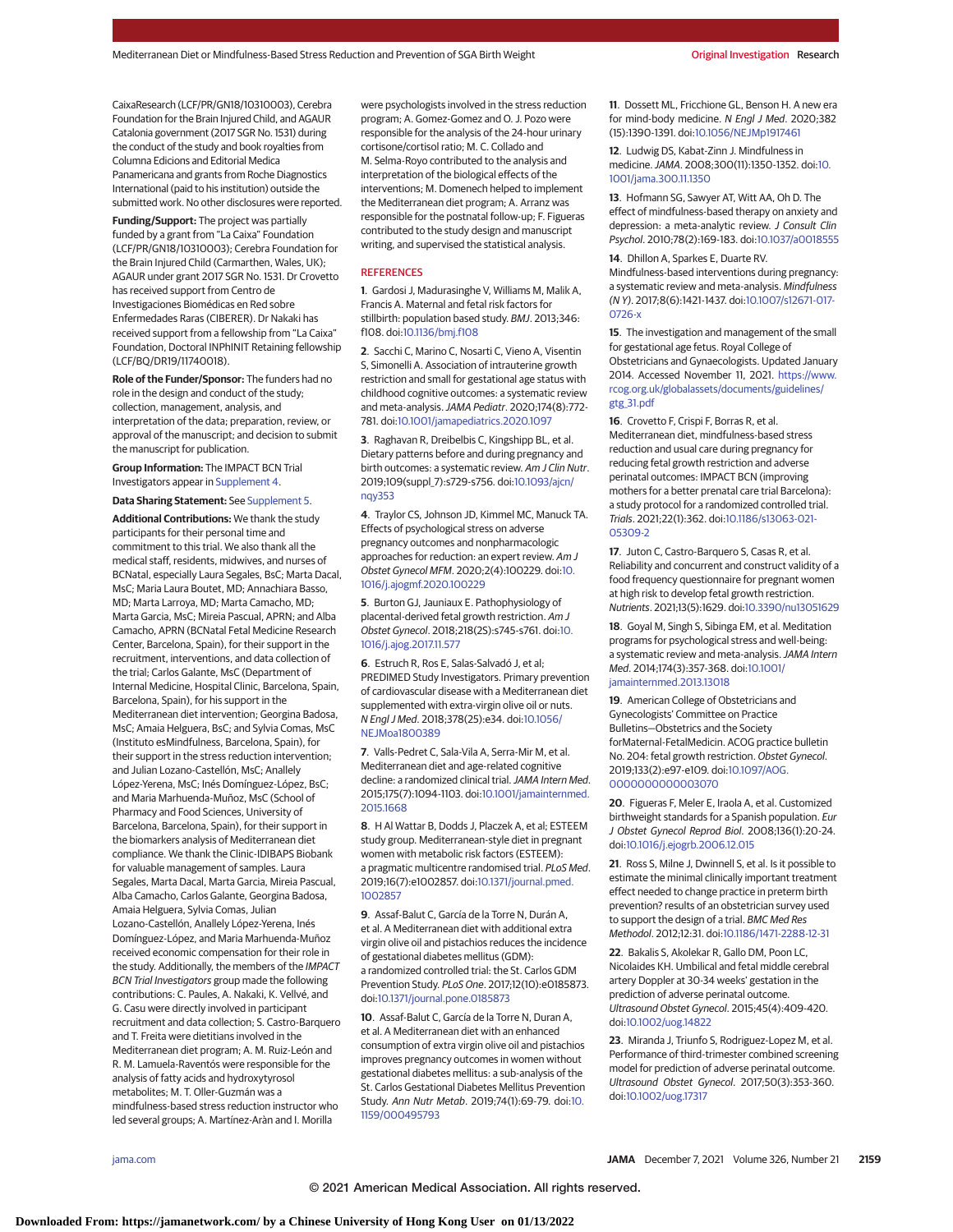CaixaResearch (LCF/PR/GN18/10310003), Cerebra Foundation for the Brain Injured Child, and AGAUR Catalonia government (2017 SGR No. 1531) during the conduct of the study and book royalties from Columna Edicions and Editorial Medica Panamericana and grants from Roche Diagnostics International (paid to his institution) outside the submitted work. No other disclosures were reported.

**Funding/Support:** The project was partially funded by a grant from "La Caixa" Foundation (LCF/PR/GN18/10310003); Cerebra Foundation for the Brain Injured Child (Carmarthen, Wales, UK); AGAUR under grant 2017 SGR No. 1531. Dr Crovetto has received support from Centro de Investigaciones Biomédicas en Red sobre Enfermedades Raras (CIBERER). Dr Nakaki has received support from a fellowship from "La Caixa" Foundation, Doctoral INPhINIT Retaining fellowship (LCF/BQ/DR19/11740018).

**Role of the Funder/Sponsor:** The funders had no role in the design and conduct of the study; collection, management, analysis, and interpretation of the data; preparation, review, or approval of the manuscript; and decision to submit the manuscript for publication.

**Group Information:** The IMPACT BCN Trial Investigators appear in Supplement 4.

**Data Sharing Statement:** See Supplement 5.

**Additional Contributions:** We thank the study participants for their personal time and commitment to this trial. We also thank all the medical staff, residents, midwives, and nurses of BCNatal, especially Laura Segales, BsC; Marta Dacal, MsC; Maria Laura Boutet, MD; Annachiara Basso, MD; Marta Larroya, MD; Marta Camacho, MD; Marta Garcia, MsC; Mireia Pascual, APRN; and Alba Camacho, APRN (BCNatal Fetal Medicine Research Center, Barcelona, Spain), for their support in the recruitment, interventions, and data collection of the trial; Carlos Galante, MsC (Department of Internal Medicine, Hospital Clinic, Barcelona, Spain, Barcelona, Spain), for his support in the Mediterranean diet intervention; Georgina Badosa, MsC; Amaia Helguera, BsC; and Sylvia Comas, MsC (Instituto esMindfulness, Barcelona, Spain), for their support in the stress reduction intervention; and Julian Lozano-Castellón, MsC; Anallely López-Yerena, MsC; Inés Domínguez-López, BsC; and Maria Marhuenda-Muñoz, MsC (School of Pharmacy and Food Sciences, University of Barcelona, Barcelona, Spain), for their support in the biomarkers analysis of Mediterranean diet compliance. We thank the Clinic-IDIBAPS Biobank for valuable management of samples. Laura Segales, Marta Dacal, Marta Garcia, Mireia Pascual, Alba Camacho, Carlos Galante, Georgina Badosa, Amaia Helguera, Sylvia Comas, Julian Lozano-Castellón, Anallely López-Yerena, Inés Domínguez-López, and Maria Marhuenda-Muñoz received economic compensation for their role in the study. Additionally, the members of the *IMPACT BCN Trial Investigators* group made the following contributions: C. Paules, A. Nakaki, K. Vellvé, and G. Casu were directly involved in participant recruitment and data collection; S. Castro-Barquero and T. Freita were dietitians involved in the Mediterranean diet program; A. M. Ruiz-León and R. M. Lamuela-Raventós were responsible for the analysis of fatty acids and hydroxytyrosol metabolites; M. T. Oller-Guzmán was a mindfulness-based stress reduction instructor who led several groups; A. Martínez-Aràn and I. Morilla were psychologists involved in the stress reduction program; A. Gomez-Gomez and O. J. Pozo were responsible for the analysis of the 24-hour urinary cortisone/cortisol ratio; M. C. Collado and M. Selma-Royo contributed to the analysis and interpretation of the biological effects of the interventions; M. Domenech helped to implement the Mediterranean diet program; A. Arranz was responsible for the postnatal follow-up; F. Figueras contributed to the study design and manuscript writing, and supervised the statistical analysis.

## REFERENCES

1. Gardosi J, Madurasinghe V, Williams M, Malik A, Francis A. Maternal and fetal risk factors for stillbirth: population based study. *BMJ*. 2013;346: f108. doi:10.1136/bmj.f108

2. Sacchi C, Marino C, Nosarti C, Vieno A, Visentin S, Simonelli A. Association of intrauterine growth restriction and small for gestational age status with childhood cognitive outcomes: a systematic review and meta-analysis. *JAMA Pediatr*. 2020;174(8):772-781. doi:10.1001/jamapediatrics.2020.1097

3. Raghavan R, Dreibelbis C, Kingshipp BL, et al. Dietary patterns before and during pregnancy and birth outcomes: a systematic review. *Am J Clin Nutr*. 2019;109(suppl_7):s729-s756. doi:10.1093/ajcn/nqy353

4. Traylor CS, Johnson JD, Kimmel MC, Manuck TA. Effects of psychological stress on adverse pregnancy outcomes and nonpharmacologic approaches for reduction: an expert review. *Am J Obstet Gynecol MFM*. 2020;2(4):100229. doi:10.1016/j.ajogmf.2020.100229

5. Burton GJ, Jauniaux E. Pathophysiology of placental-derived fetal growth restriction. *Am J Obstet Gynecol*. 2018;218(2S):s745-s761. doi:10.1016/j.ajog.2017.11.577

6. Estruch R, Ros E, Salas-Salvadó J, et al; PREDIMED Study Investigators. Primary prevention of cardiovascular disease with a Mediterranean diet supplemented with extra-virgin olive oil or nuts. *N Engl J Med*. 2018;378(25):e34. doi:10.1056/NEJMoa1800389

7. Valls-Pedret C, Sala-Vila A, Serra-Mir M, et al. Mediterranean diet and age-related cognitive decline: a randomized clinical trial. *JAMA Intern Med*. 2015;175(7):1094-1103. doi:10.1001/jamainternmed.2015.1668

8. H Al Wattar B, Dodds J, Placzek A, et al; ESTEEM study group. Mediterranean-style diet in pregnant women with metabolic risk factors (ESTEEM): a pragmatic multicentre randomised trial. *PLoS Med*. 2019;16(7):e1002857. doi:10.1371/journal.pmed.1002857

9. Assaf-Balut C, García de la Torre N, Durán A, et al. A Mediterranean diet with additional extra virgin olive oil and pistachios reduces the incidence of gestational diabetes mellitus (GDM): a randomized controlled trial: the St. Carlos GDM Prevention Study. *PLoS One*. 2017;12(10):e0185873. doi:10.1371/journal.pone.0185873

10. Assaf-Balut C, García de la Torre N, Duran A, et al. A Mediterranean diet with an enhanced consumption of extra virgin olive oil and pistachios improves pregnancy outcomes in women without gestational diabetes mellitus: a sub-analysis of the St. Carlos Gestational Diabetes Mellitus Prevention Study. *Ann Nutr Metab*. 2019;74(1):69-79. doi:10.1159/000495793

11. Dossett ML, Fricchione GL, Benson H. A new era for mind-body medicine. *N Engl J Med*. 2020;382(15):1390-1391. doi:10.1056/NEJMp1917461

12. Ludwig DS, Kabat-Zinn J. Mindfulness in medicine. *JAMA*. 2008;300(11):1350-1352. doi:10.1001/jama.300.11.1350

13. Hofmann SG, Sawyer AT, Witt AA, Oh D. The effect of mindfulness-based therapy on anxiety and depression: a meta-analytic review. *J Consult Clin Psychol*. 2010;78(2):169-183. doi:10.1037/a0018555

14. Dhillon A, Sparkes E, Duarte RV. Mindfulness-based interventions during pregnancy: a systematic review and meta-analysis. *Mindfulness (N Y)*. 2017;8(6):1421-1437. doi:10.1007/s12671-017-0726-x

15. The investigation and management of the small for gestational age fetus. Royal College of Obstetricians and Gynaecologists. Updated January 2014. Accessed November 11, 2021. https://www.rcog.org.uk/globalassets/documents/guidelines/gtg_31.pdf

16. Crovetto F, Crispi F, Borras R, et al. Mediterranean diet, mindfulness-based stress reduction and usual care during pregnancy for reducing fetal growth restriction and adverse perinatal outcomes: IMPACT BCN (improving mothers for a better prenatal care trial Barcelona): a study protocol for a randomized controlled trial. *Trials*. 2021;22(1):362. doi:10.1186/s13063-021-05309-2

17. Juton C, Castro-Barquero S, Casas R, et al. Reliability and concurrent and construct validity of a food frequency questionnaire for pregnant women at high risk to develop fetal growth restriction. *Nutrients*. 2021;13(5):1629. doi:10.3390/nu13051629

18. Goyal M, Singh S, Sibinga EM, et al. Meditation programs for psychological stress and well-being: a systematic review and meta-analysis. *JAMA Intern Med*. 2014;174(3):357-368. doi:10.1001/jamainternmed.2013.13018

19. American College of Obstetricians and Gynecologists' Committee on Practice Bulletins—Obstetrics and the Society forMaternal-FetalMedicin. ACOG practice bulletin No. 204: fetal growth restriction. *Obstet Gynecol*. 2019;133(2):e97-e109. doi:10.1097/AOG.0000000000003070

20. Figueras F, Meler E, Iraola A, et al. Customized birthweight standards for a Spanish population. *Eur J Obstet Gynecol Reprod Biol*. 2008;136(1):20-24. doi:10.1016/j.ejogrb.2006.12.015

21. Ross S, Milne J, Dwinnell S, et al. Is it possible to estimate the minimal clinically important treatment effect needed to change practice in preterm birth prevention? results of an obstetrician survey used to support the design of a trial. *BMC Med Res Methodol*. 2012;12:31. doi:10.1186/1471-2288-12-31

22. Bakalis S, Akolekar R, Gallo DM, Poon LC, Nicolaides KH. Umbilical and fetal middle cerebral artery Doppler at 30-34 weeks' gestation in the prediction of adverse perinatal outcome. *Ultrasound Obstet Gynecol*. 2015;45(4):409-420. doi:10.1002/uog.14822

23. Miranda J, Triunfo S, Rodriguez-Lopez M, et al. Performance of third-trimester combined screening model for prediction of adverse perinatal outcome. *Ultrasound Obstet Gynecol*. 2017;50(3):353-360. doi:10.1002/uog.17317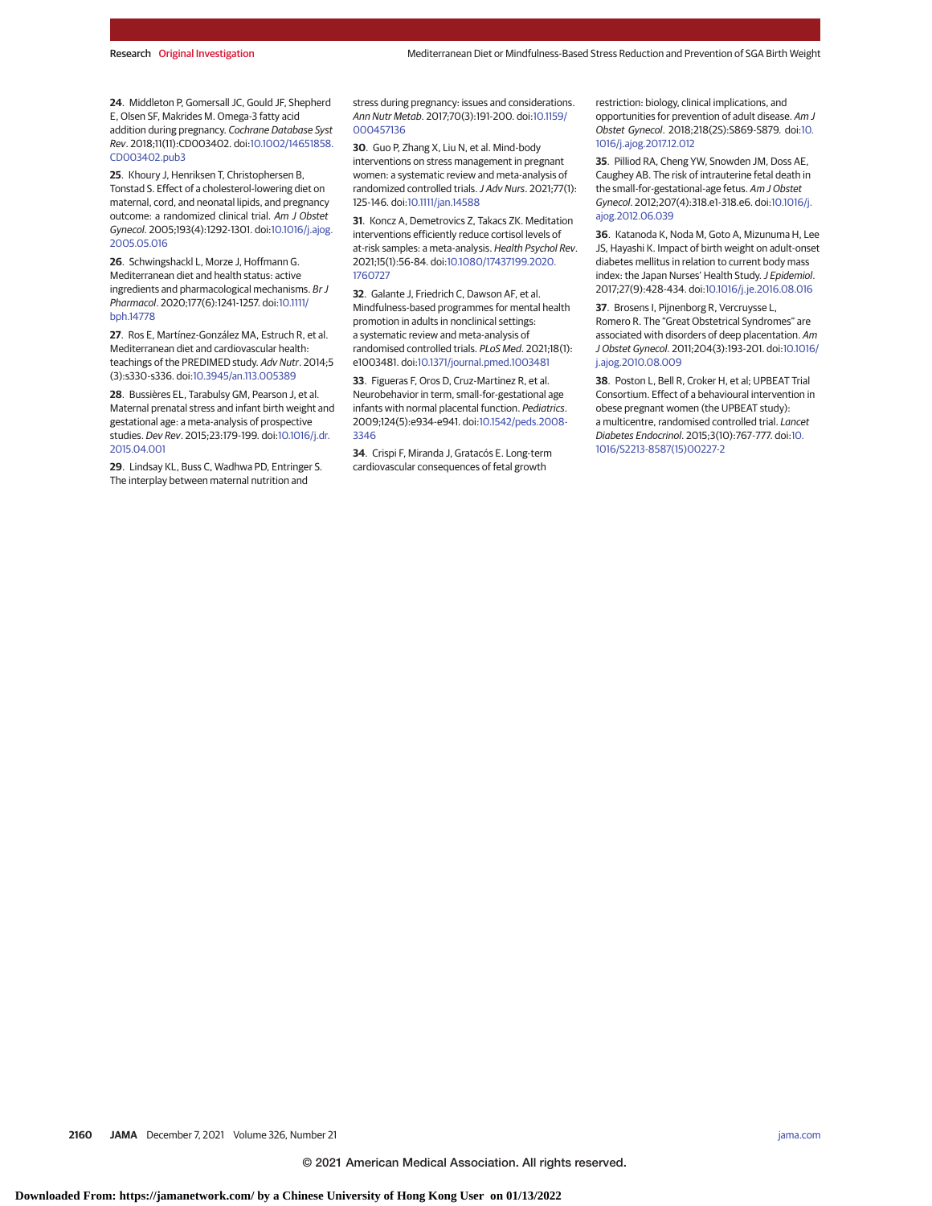24. Middleton P, Gomersall JC, Gould JF, Shepherd E, Olsen SF, Makrides M. Omega-3 fatty acid addition during pregnancy. *Cochrane Database Syst Rev*. 2018;11(11):CD003402. doi:10.1002/14651858.CD003402.pub3

25. Khoury J, Henriksen T, Christophersen B, Tonstad S. Effect of a cholesterol-lowering diet on maternal, cord, and neonatal lipids, and pregnancy outcome: a randomized clinical trial. *Am J Obstet Gynecol*. 2005;193(4):1292-1301. doi:10.1016/j.ajog.2005.05.016

26. Schwingshackl L, Morze J, Hoffmann G. Mediterranean diet and health status: active ingredients and pharmacological mechanisms. *Br J Pharmacol*. 2020;177(6):1241-1257. doi:10.1111/bph.14778

27. Ros E, Martínez-González MA, Estruch R, et al. Mediterranean diet and cardiovascular health: teachings of the PREDIMED study. *Adv Nutr*. 2014;5(3):s330-s336. doi:10.3945/an.113.005389

28. Bussières EL, Tarabulsy GM, Pearson J, et al. Maternal prenatal stress and infant birth weight and gestational age: a meta-analysis of prospective studies. *Dev Rev*. 2015;23:179-199. doi:10.1016/j.dr.2015.04.001

29. Lindsay KL, Buss C, Wadhwa PD, Entringer S. The interplay between maternal nutrition and stress during pregnancy: issues and considerations. *Ann Nutr Metab*. 2017;70(3):191-200. doi:10.1159/000457136

30. Guo P, Zhang X, Liu N, et al. Mind-body interventions on stress management in pregnant women: a systematic review and meta-analysis of randomized controlled trials. *J Adv Nurs*. 2021;77(1):125-146. doi:10.1111/jan.14588

31. Koncz A, Demetrovics Z, Takacs ZK. Meditation interventions efficiently reduce cortisol levels of at-risk samples: a meta-analysis. *Health Psychol Rev*. 2021;15(1):56-84. doi:10.1080/17437199.2020.1760727

32. Galante J, Friedrich C, Dawson AF, et al. Mindfulness-based programmes for mental health promotion in adults in nonclinical settings: a systematic review and meta-analysis of randomised controlled trials. *PLoS Med*. 2021;18(1):e1003481. doi:10.1371/journal.pmed.1003481

33. Figueras F, Oros D, Cruz-Martinez R, et al. Neurobehavior in term, small-for-gestational age infants with normal placental function. *Pediatrics*. 2009;124(5):e934-e941. doi:10.1542/peds.2008-3346

34. Crispi F, Miranda J, Gratacós E. Long-term cardiovascular consequences of fetal growth restriction: biology, clinical implications, and opportunities for prevention of adult disease. *Am J Obstet Gynecol*. 2018;218(2S):S869-S879. doi:10.1016/j.ajog.2017.12.012

35. Pilliod RA, Cheng YW, Snowden JM, Doss AE, Caughey AB. The risk of intrauterine fetal death in the small-for-gestational-age fetus. *Am J Obstet Gynecol*. 2012;207(4):318.e1-318.e6. doi:10.1016/j.ajog.2012.06.039

36. Katanoda K, Noda M, Goto A, Mizunuma H, Lee JS, Hayashi K. Impact of birth weight on adult-onset diabetes mellitus in relation to current body mass index: the Japan Nurses' Health Study. *J Epidemiol*. 2017;27(9):428-434. doi:10.1016/j.je.2016.08.016

37. Brosens I, Pijnenborg R, Vercruysse L, Romero R. The "Great Obstetrical Syndromes" are associated with disorders of deep placentation. *Am J Obstet Gynecol*. 2011;204(3):193-201. doi:10.1016/j.ajog.2010.08.009

38. Poston L, Bell R, Croker H, et al; UPBEAT Trial Consortium. Effect of a behavioural intervention in obese pregnant women (the UPBEAT study): a multicentre, randomised controlled trial. *Lancet Diabetes Endocrinol*. 2015;3(10):767-777. doi:10.1016/S2213-8587(15)00227-2